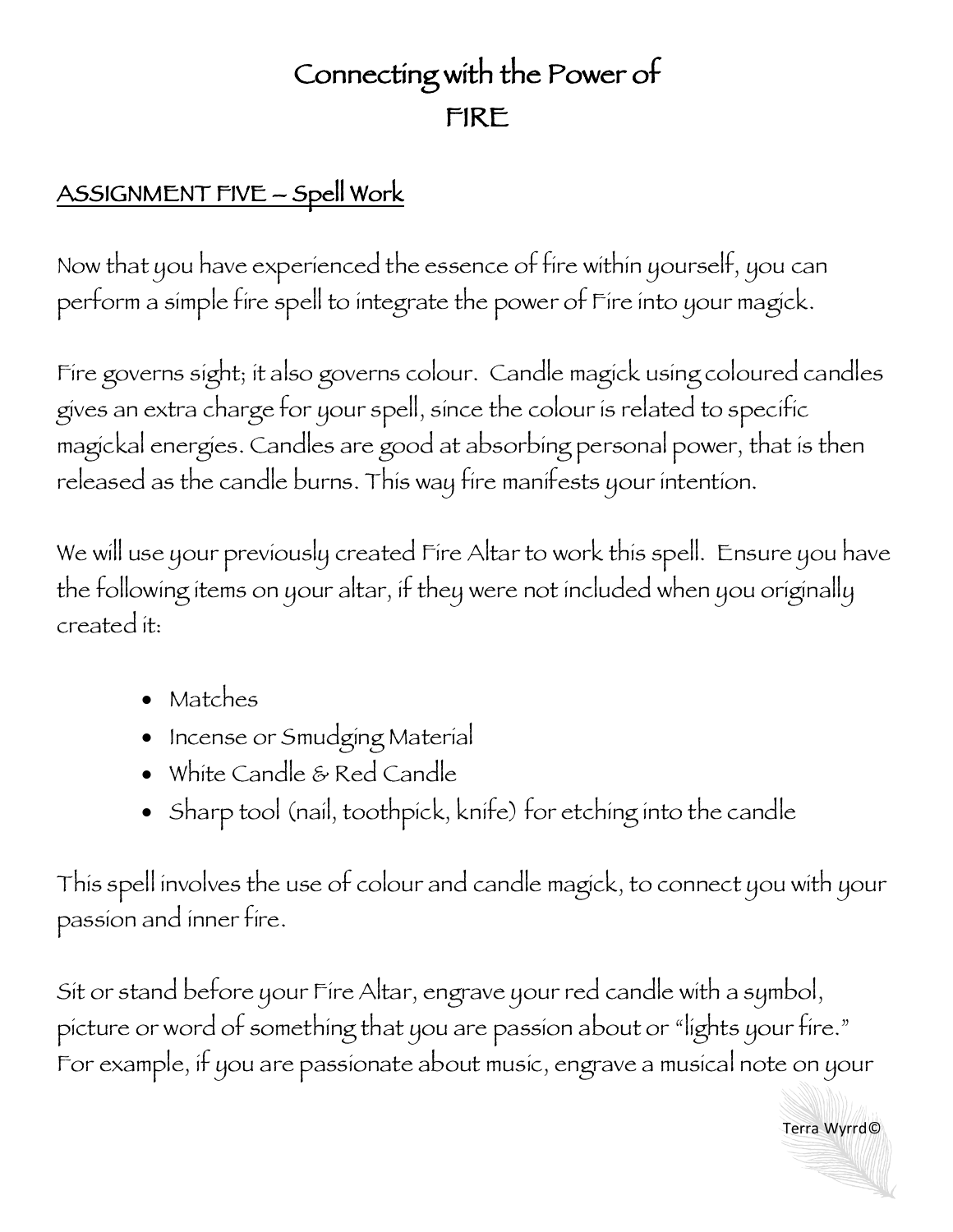# Connecting with the Power of FIRE

## ASSIGNMENT FIVE – Spell Work

Now that you have experienced the essence of fire within yourself, you can perform a simple fire spell to integrate the power of Fire into your magick.

Fire governs sight; it also governs colour. Candle magick using coloured candles gives an extra charge for your spell, since the colour is related to specific magickal energies. Candles are good at absorbing personal power, that is then released as the candle burns. This way fire manifests your intention.

We will use your previously created Fire Altar to work this spell. Ensure you have the following items on your altar, if they were not included when you originally created it:

- Matches
- Incense or Smudging Material
- White Candle & Red Candle
- Sharp tool (nail, toothpick, knife) for etching into the candle

This spell involves the use of colour and candle magick, to connect you with your passion and inner fire.

Sit or stand before your Fire Altar, engrave your red candle with a symbol, picture or word of something that you are passion about or "lights your fire." For example, if you are passionate about music, engrave a musical note on your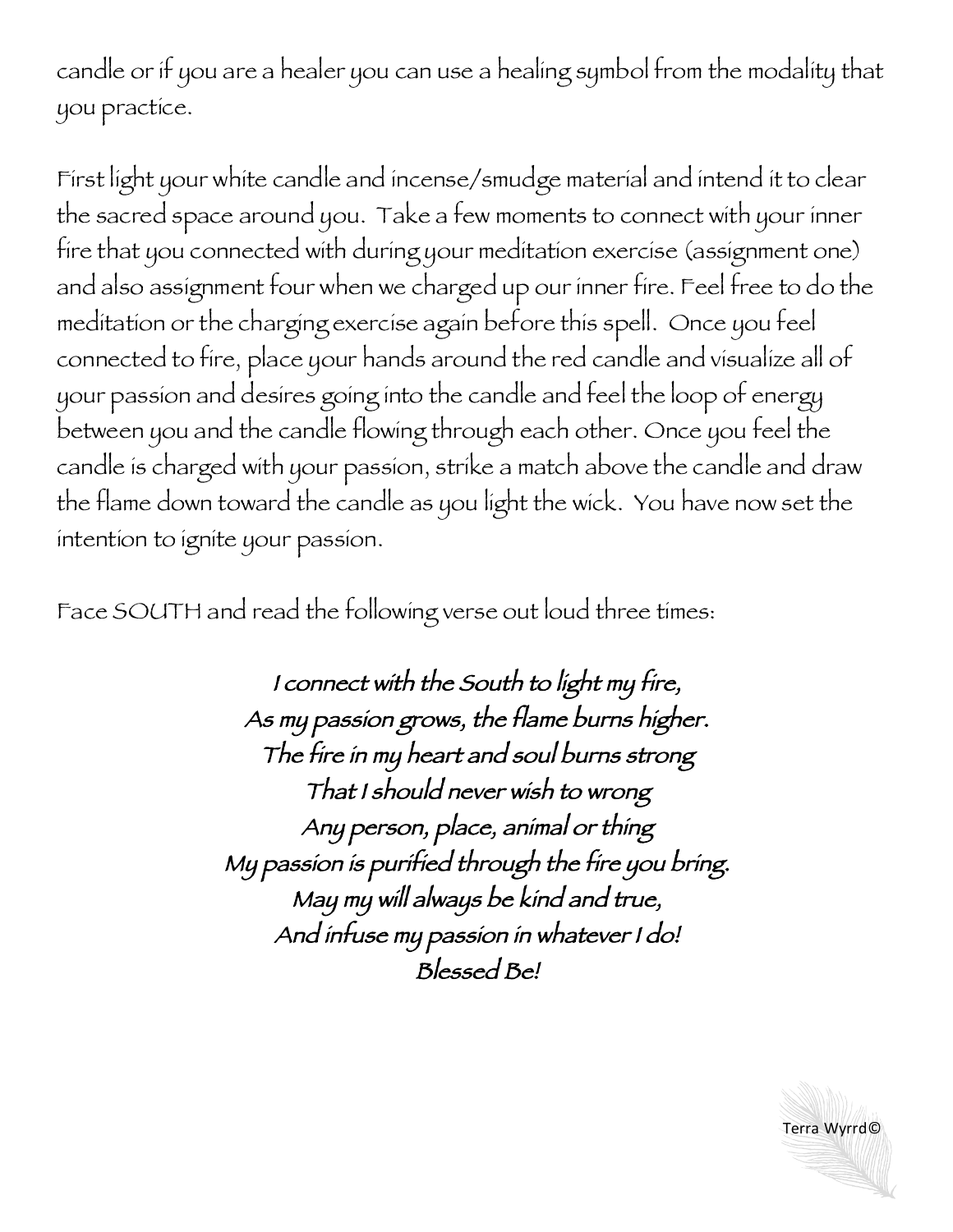candle or if you are a healer you can use a healing symbol from the modality that you practice.

First light your white candle and incense/smudge material and intend it to clear the sacred space around you. Take a few moments to connect with your inner fire that you connected with during your meditation exercise (assignment one) and also assignment four when we charged up our inner fire. Feel free to do the meditation or the charging exercise again before this spell. Once you feel connected to fire, place your hands around the red candle and visualize all of your passion and desires going into the candle and feel the loop of energy between you and the candle flowing through each other. Once you feel the candle is charged with your passion, strike a match above the candle and draw the flame down toward the candle as you light the wick. You have now set the intention to ignite your passion.

Face SOUTH and read the following verse out loud three times:

***I connect with the South to light my fire,***  
***As my passion grows, the flame burns higher.***  
***The fire in my heart and soul burns strong***  
***That I should never wish to wrong***  
***Any person, place, animal or thing***  
***My passion is purified through the fire you bring.***  
***May my will always be kind and true,***  
***And infuse my passion in whatever I do!***  
***Blessed Be!***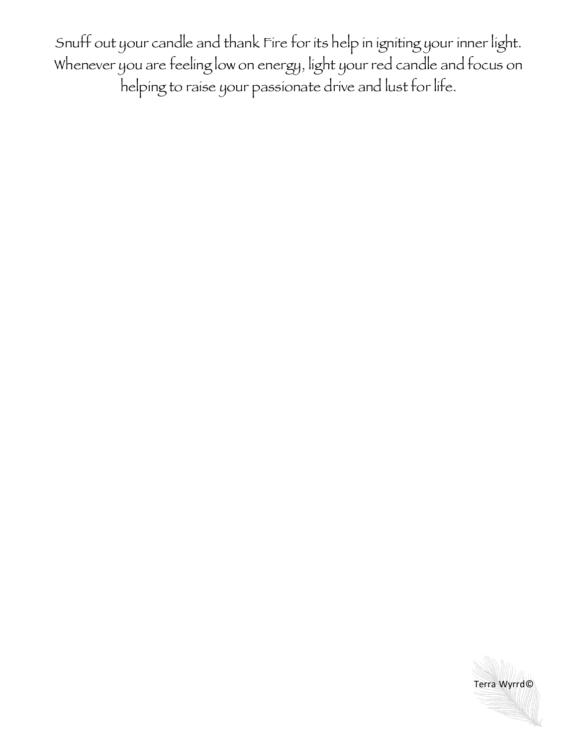Snuff out your candle and thank Fire for its help in igniting your inner light. Whenever you are feeling low on energy, light your red candle and focus on helping to raise your passionate drive and lust for life.

Terra Wyrd©